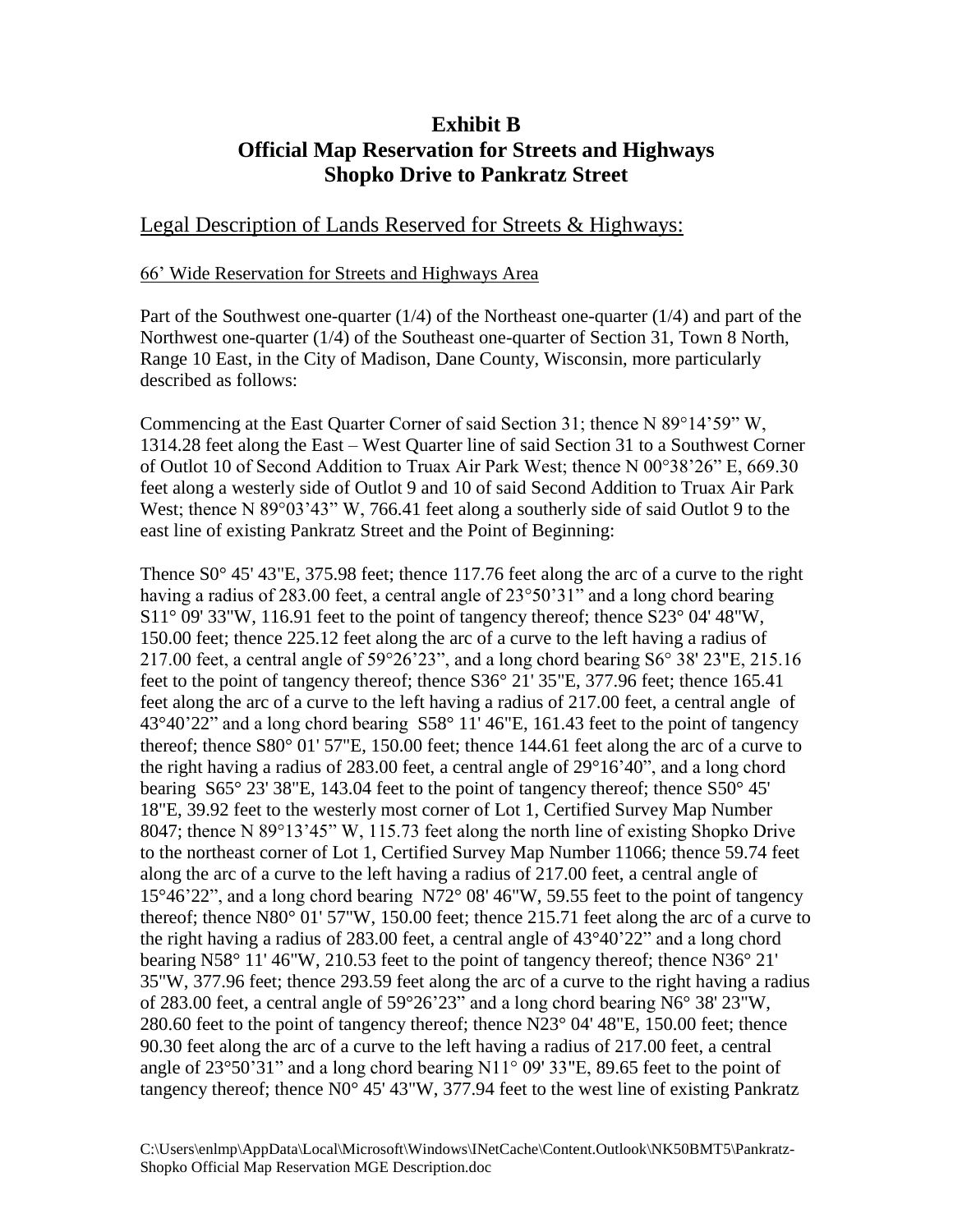# Exhibit B
# Official Map Reservation for Streets and Highways
# Shopko Drive to Pankratz Street

## Legal Description of Lands Reserved for Streets & Highways:

66' Wide Reservation for Streets and Highways Area

Part of the Southwest one-quarter (1/4) of the Northeast one-quarter (1/4) and part of the Northwest one-quarter (1/4) of the Southeast one-quarter of Section 31, Town 8 North, Range 10 East, in the City of Madison, Dane County, Wisconsin, more particularly described as follows:

Commencing at the East Quarter Corner of said Section 31; thence N 89°14'59" W, 1314.28 feet along the East – West Quarter line of said Section 31 to a Southwest Corner of Outlot 10 of Second Addition to Truax Air Park West; thence N 00°38'26" E, 669.30 feet along a westerly side of Outlot 9 and 10 of said Second Addition to Truax Air Park West; thence N 89°03'43" W, 766.41 feet along a southerly side of said Outlot 9 to the east line of existing Pankratz Street and the Point of Beginning:

Thence S0° 45' 43"E, 375.98 feet; thence 117.76 feet along the arc of a curve to the right having a radius of 283.00 feet, a central angle of 23°50'31" and a long chord bearing S11° 09' 33"W, 116.91 feet to the point of tangency thereof; thence S23° 04' 48"W, 150.00 feet; thence 225.12 feet along the arc of a curve to the left having a radius of 217.00 feet, a central angle of 59°26'23", and a long chord bearing S6° 38' 23"E, 215.16 feet to the point of tangency thereof; thence S36° 21' 35"E, 377.96 feet; thence 165.41 feet along the arc of a curve to the left having a radius of 217.00 feet, a central angle of 43°40'22" and a long chord bearing S58° 11' 46"E, 161.43 feet to the point of tangency thereof; thence S80° 01' 57"E, 150.00 feet; thence 144.61 feet along the arc of a curve to the right having a radius of 283.00 feet, a central angle of 29°16'40", and a long chord bearing S65° 23' 38"E, 143.04 feet to the point of tangency thereof; thence S50° 45' 18"E, 39.92 feet to the westerly most corner of Lot 1, Certified Survey Map Number 8047; thence N 89°13'45" W, 115.73 feet along the north line of existing Shopko Drive to the northeast corner of Lot 1, Certified Survey Map Number 11066; thence 59.74 feet along the arc of a curve to the left having a radius of 217.00 feet, a central angle of 15°46'22", and a long chord bearing N72° 08' 46"W, 59.55 feet to the point of tangency thereof; thence N80° 01' 57"W, 150.00 feet; thence 215.71 feet along the arc of a curve to the right having a radius of 283.00 feet, a central angle of 43°40'22" and a long chord bearing N58° 11' 46"W, 210.53 feet to the point of tangency thereof; thence N36° 21' 35"W, 377.96 feet; thence 293.59 feet along the arc of a curve to the right having a radius of 283.00 feet, a central angle of 59°26'23" and a long chord bearing N6° 38' 23"W, 280.60 feet to the point of tangency thereof; thence N23° 04' 48"E, 150.00 feet; thence 90.30 feet along the arc of a curve to the left having a radius of 217.00 feet, a central angle of 23°50'31" and a long chord bearing N11° 09' 33"E, 89.65 feet to the point of tangency thereof; thence N0° 45' 43"W, 377.94 feet to the west line of existing Pankratz

C:\Users\enlmp\AppData\Local\Microsoft\Windows\INetCache\Content.Outlook\NK50BMT5\Pankratz-Shopko Official Map Reservation MGE Description.doc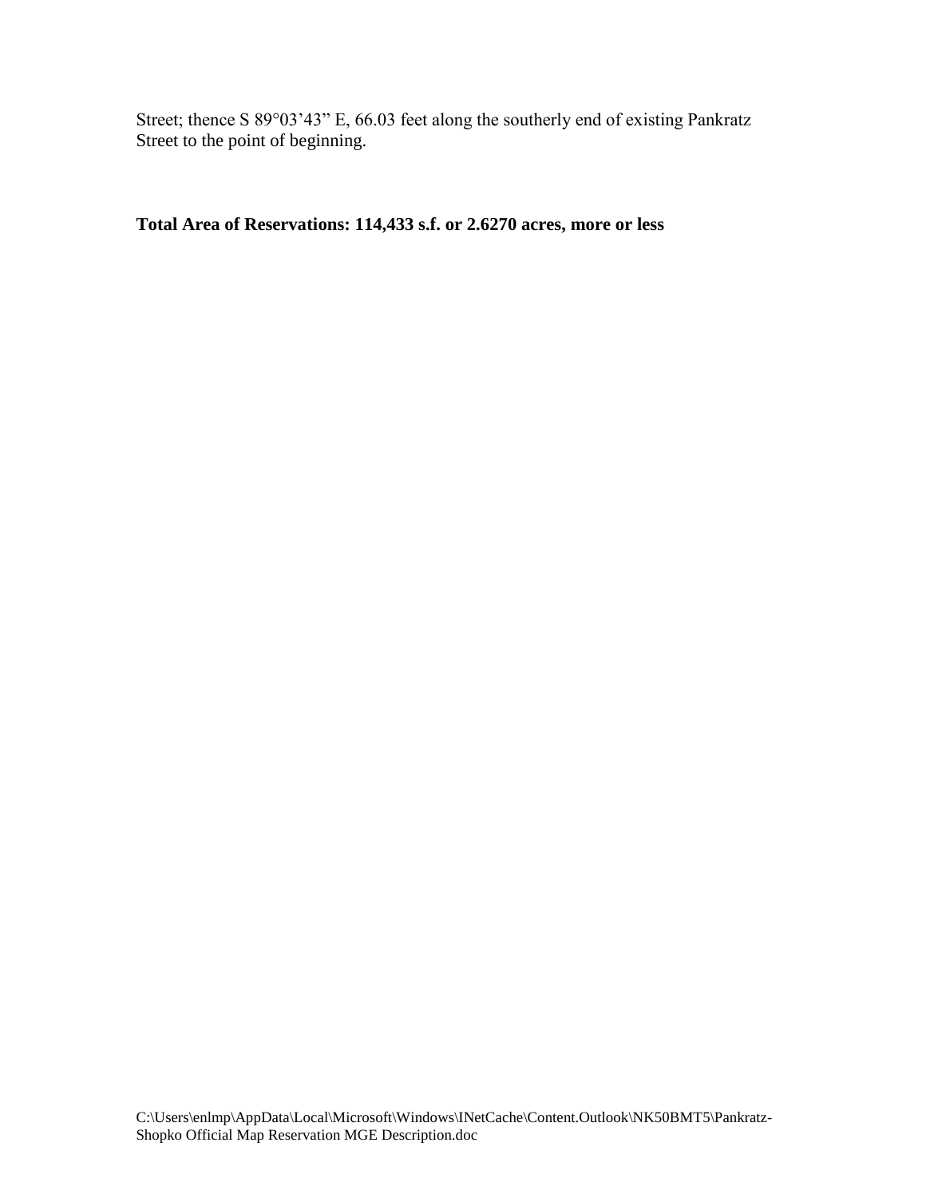Street; thence S 89°03'43" E, 66.03 feet along the southerly end of existing Pankratz Street to the point of beginning.

**Total Area of Reservations: 114,433 s.f. or 2.6270 acres, more or less**

C:\Users\enlmp\AppData\Local\Microsoft\Windows\INetCache\Content.Outlook\NK50BMT5\Pankratz-Shopko Official Map Reservation MGE Description.doc